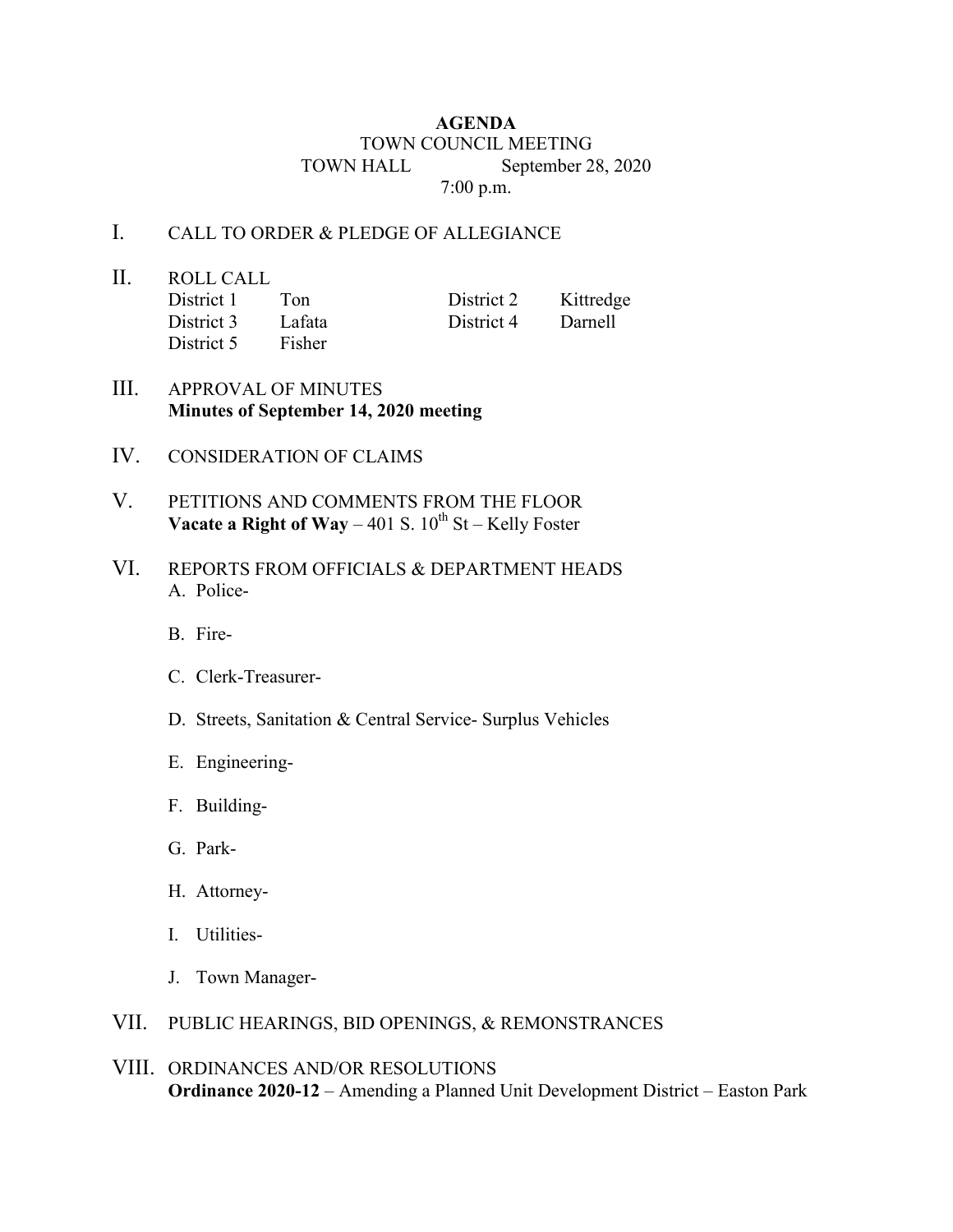# AGENDA

TOWN COUNCIL MEETING

TOWN HALL September 28, 2020

7:00 p.m.

I. CALL TO ORDER & PLEDGE OF ALLEGIANCE

II. ROLL CALL

| | | | |
|---|---|---|---|
| District 1 | Ton | District 2 | Kittredge |
| District 3 | Lafata | District 4 | Darnell |
| District 5 | Fisher | | |

III. APPROVAL OF MINUTES
**Minutes of September 14, 2020 meeting**

IV. CONSIDERATION OF CLAIMS

V. PETITIONS AND COMMENTS FROM THE FLOOR
**Vacate a Right of Way** – 401 S. 10th St – Kelly Foster

VI. REPORTS FROM OFFICIALS & DEPARTMENT HEADS

A. Police-

B. Fire-

C. Clerk-Treasurer-

D. Streets, Sanitation & Central Service- Surplus Vehicles

E. Engineering-

F. Building-

G. Park-

H. Attorney-

I. Utilities-

J. Town Manager-

VII. PUBLIC HEARINGS, BID OPENINGS, & REMONSTRANCES

VIII. ORDINANCES AND/OR RESOLUTIONS
**Ordinance 2020-12** – Amending a Planned Unit Development District – Easton Park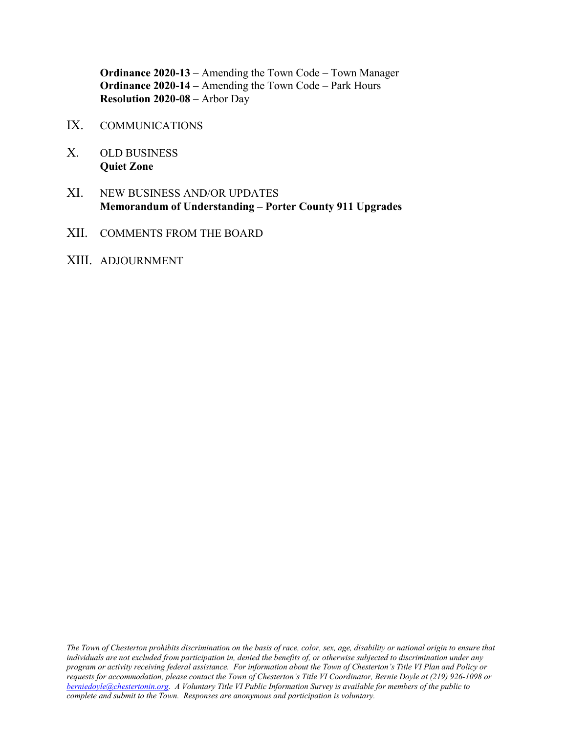**Ordinance 2020-13** – Amending the Town Code – Town Manager
**Ordinance 2020-14 –** Amending the Town Code – Park Hours
**Resolution 2020-08** – Arbor Day

IX. COMMUNICATIONS

X. OLD BUSINESS
**Quiet Zone**

XI. NEW BUSINESS AND/OR UPDATES
**Memorandum of Understanding – Porter County 911 Upgrades**

XII. COMMENTS FROM THE BOARD

XIII. ADJOURNMENT

*The Town of Chesterton prohibits discrimination on the basis of race, color, sex, age, disability or national origin to ensure that individuals are not excluded from participation in, denied the benefits of, or otherwise subjected to discrimination under any program or activity receiving federal assistance. For information about the Town of Chesterton's Title VI Plan and Policy or requests for accommodation, please contact the Town of Chesterton's Title VI Coordinator, Bernie Doyle at (219) 926-1098 or berniedoyle@chestertonin.org. A Voluntary Title VI Public Information Survey is available for members of the public to complete and submit to the Town. Responses are anonymous and participation is voluntary.*